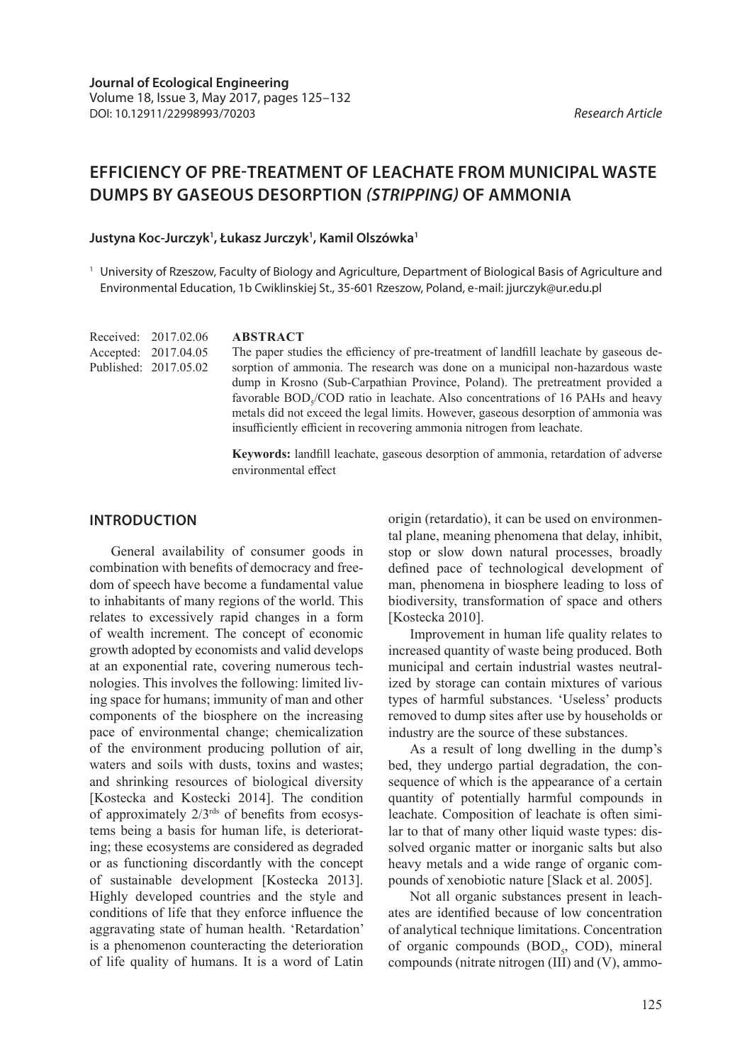Journal of Ecological Engineering
Volume 18, Issue 3, May 2017, pages 125–132
DOI: 10.12911/22998993/70203

*Research Article*

# EFFICIENCY OF PRE-TREATMENT OF LEACHATE FROM MUNICIPAL WASTE DUMPS BY GASEOUS DESORPTION *(STRIPPING)* OF AMMONIA

**Justyna Koc-Jurczyk[1], Łukasz Jurczyk[1], Kamil Olszówka[1]**

[1] University of Rzeszow, Faculty of Biology and Agriculture, Department of Biological Basis of Agriculture and Environmental Education, 1b Cwiklinskiej St., 35-601 Rzeszow, Poland, e-mail: jjurczyk@ur.edu.pl

Received: 2017.02.06
Accepted: 2017.04.05
Published: 2017.05.02

**ABSTRACT**

The paper studies the efficiency of pre-treatment of landfill leachate by gaseous desorption of ammonia. The research was done on a municipal non-hazardous waste dump in Krosno (Sub-Carpathian Province, Poland). The pretreatment provided a favorable $BOD_5$/COD ratio in leachate. Also concentrations of 16 PAHs and heavy metals did not exceed the legal limits. However, gaseous desorption of ammonia was insufficiently efficient in recovering ammonia nitrogen from leachate.

**Keywords:** landfill leachate, gaseous desorption of ammonia, retardation of adverse environmental effect

## INTRODUCTION

General availability of consumer goods in combination with benefits of democracy and freedom of speech have become a fundamental value to inhabitants of many regions of the world. This relates to excessively rapid changes in a form of wealth increment. The concept of economic growth adopted by economists and valid develops at an exponential rate, covering numerous technologies. This involves the following: limited living space for humans; immunity of man and other components of the biosphere on the increasing pace of environmental change; chemicalization of the environment producing pollution of air, waters and soils with dusts, toxins and wastes; and shrinking resources of biological diversity [Kostecka and Kostecki 2014]. The condition of approximately 2/3[rds] of benefits from ecosystems being a basis for human life, is deteriorating; these ecosystems are considered as degraded or as functioning discordantly with the concept of sustainable development [Kostecka 2013]. Highly developed countries and the style and conditions of life that they enforce influence the aggravating state of human health. 'Retardation' is a phenomenon counteracting the deterioration of life quality of humans. It is a word of Latin origin (retardatio), it can be used on environmental plane, meaning phenomena that delay, inhibit, stop or slow down natural processes, broadly defined pace of technological development of man, phenomena in biosphere leading to loss of biodiversity, transformation of space and others [Kostecka 2010].

Improvement in human life quality relates to increased quantity of waste being produced. Both municipal and certain industrial wastes neutralized by storage can contain mixtures of various types of harmful substances. 'Useless' products removed to dump sites after use by households or industry are the source of these substances.

As a result of long dwelling in the dump's bed, they undergo partial degradation, the consequence of which is the appearance of a certain quantity of potentially harmful compounds in leachate. Composition of leachate is often similar to that of many other liquid waste types: dissolved organic matter or inorganic salts but also heavy metals and a wide range of organic compounds of xenobiotic nature [Slack et al. 2005].

Not all organic substances present in leachates are identified because of low concentration of analytical technique limitations. Concentration of organic compounds ($BOD_5$, COD), mineral compounds (nitrate nitrogen (III) and (V), ammo-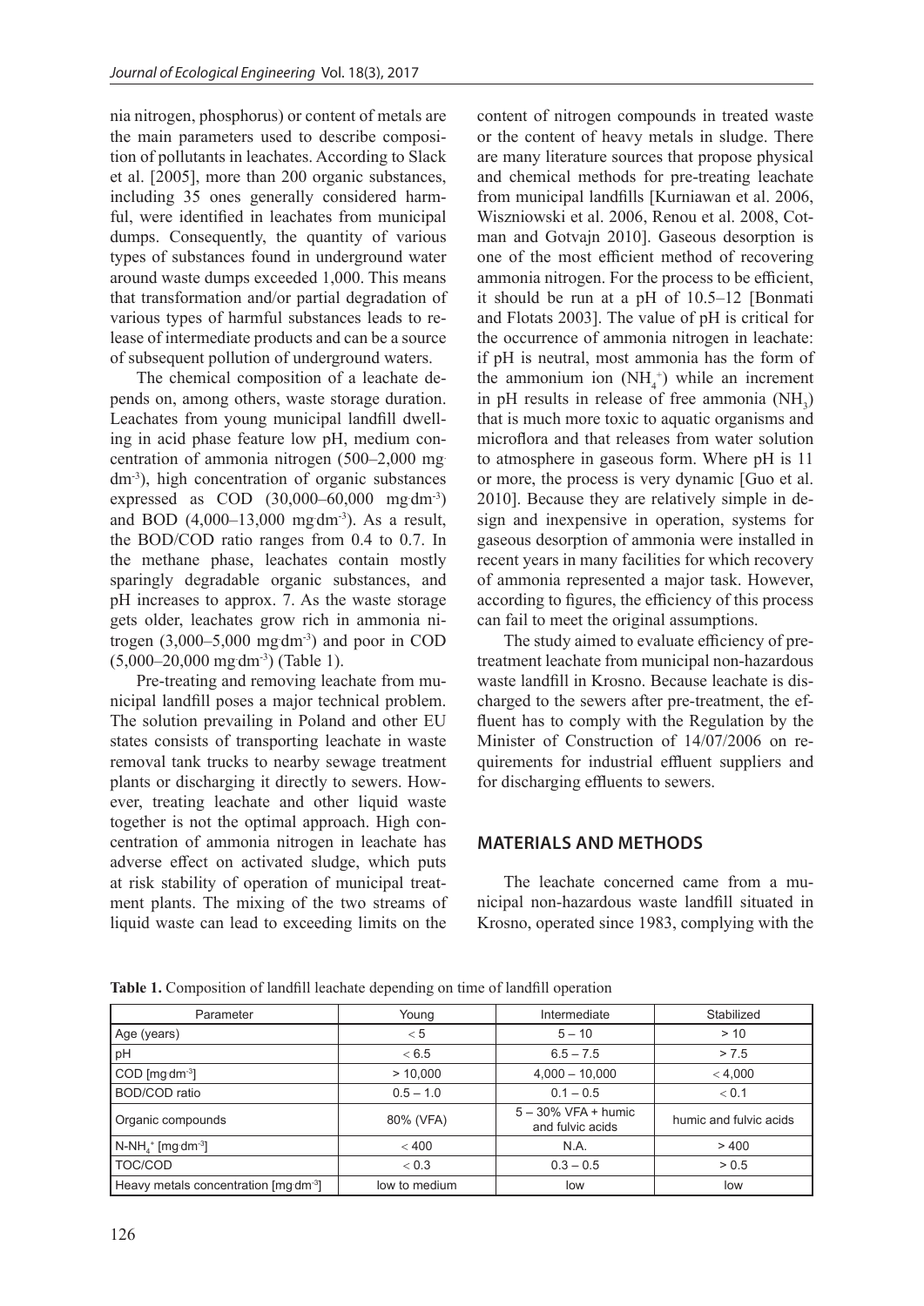nia nitrogen, phosphorus) or content of metals are the main parameters used to describe composition of pollutants in leachates. According to Slack et al. [2005], more than 200 organic substances, including 35 ones generally considered harmful, were identified in leachates from municipal dumps. Consequently, the quantity of various types of substances found in underground water around waste dumps exceeded 1,000. This means that transformation and/or partial degradation of various types of harmful substances leads to release of intermediate products and can be a source of subsequent pollution of underground waters.

The chemical composition of a leachate depends on, among others, waste storage duration. Leachates from young municipal landfill dwelling in acid phase feature low pH, medium concentration of ammonia nitrogen (500–2,000 mg·dm$^{-3}$), high concentration of organic substances expressed as COD (30,000–60,000 mg·dm$^{-3}$) and BOD (4,000–13,000 mg·dm$^{-3}$). As a result, the BOD/COD ratio ranges from 0.4 to 0.7. In the methane phase, leachates contain mostly sparingly degradable organic substances, and pH increases to approx. 7. As the waste storage gets older, leachates grow rich in ammonia nitrogen (3,000–5,000 mg·dm$^{-3}$) and poor in COD (5,000–20,000 mg·dm$^{-3}$) (Table 1).

Pre-treating and removing leachate from municipal landfill poses a major technical problem. The solution prevailing in Poland and other EU states consists of transporting leachate in waste removal tank trucks to nearby sewage treatment plants or discharging it directly to sewers. However, treating leachate and other liquid waste together is not the optimal approach. High concentration of ammonia nitrogen in leachate has adverse effect on activated sludge, which puts at risk stability of operation of municipal treatment plants. The mixing of the two streams of liquid waste can lead to exceeding limits on the content of nitrogen compounds in treated waste or the content of heavy metals in sludge. There are many literature sources that propose physical and chemical methods for pre-treating leachate from municipal landfills [Kurniawan et al. 2006, Wiszniowski et al. 2006, Renou et al. 2008, Cotman and Gotvajn 2010]. Gaseous desorption is one of the most efficient method of recovering ammonia nitrogen. For the process to be efficient, it should be run at a pH of 10.5–12 [Bonmati and Flotats 2003]. The value of pH is critical for the occurrence of ammonia nitrogen in leachate: if pH is neutral, most ammonia has the form of the ammonium ion ($NH_4^+$) while an increment in pH results in release of free ammonia ($NH_3$) that is much more toxic to aquatic organisms and microflora and that releases from water solution to atmosphere in gaseous form. Where pH is 11 or more, the process is very dynamic [Guo et al. 2010]. Because they are relatively simple in design and inexpensive in operation, systems for gaseous desorption of ammonia were installed in recent years in many facilities for which recovery of ammonia represented a major task. However, according to figures, the efficiency of this process can fail to meet the original assumptions.

The study aimed to evaluate efficiency of pre-treatment leachate from municipal non-hazardous waste landfill in Krosno. Because leachate is discharged to the sewers after pre-treatment, the effluent has to comply with the Regulation by the Minister of Construction of 14/07/2006 on requirements for industrial effluent suppliers and for discharging effluents to sewers.

## MATERIALS AND METHODS

The leachate concerned came from a municipal non-hazardous waste landfill situated in Krosno, operated since 1983, complying with the

**Table 1.** Composition of landfill leachate depending on time of landfill operation

| Parameter | Young | Intermediate | Stabilized |
|---|---|---|---|
| Age (years) | < 5 | 5 – 10 | > 10 |
| pH | < 6.5 | 6.5 – 7.5 | > 7.5 |
| COD [mg·dm$^{-3}$] | > 10,000 | 4,000 – 10,000 | < 4,000 |
| BOD/COD ratio | 0.5 – 1.0 | 0.1 – 0.5 | < 0.1 |
| Organic compounds | 80% (VFA) | 5 – 30% VFA + humic and fulvic acids | humic and fulvic acids |
| N-$NH_4^+$ [mg·dm$^{-3}$] | < 400 | N.A. | > 400 |
| TOC/COD | < 0.3 | 0.3 – 0.5 | > 0.5 |
| Heavy metals concentration [mg·dm$^{-3}$] | low to medium | low | low |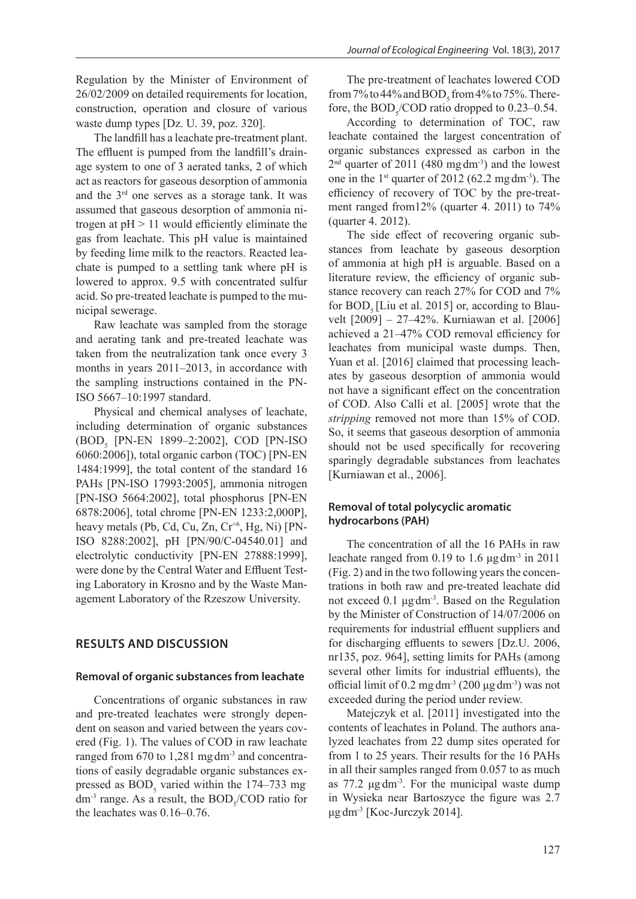Regulation by the Minister of Environment of 26/02/2009 on detailed requirements for location, construction, operation and closure of various waste dump types [Dz. U. 39, poz. 320].

The landfill has a leachate pre-treatment plant. The effluent is pumped from the landfill's drainage system to one of 3 aerated tanks, 2 of which act as reactors for gaseous desorption of ammonia and the 3[rd] one serves as a storage tank. It was assumed that gaseous desorption of ammonia nitrogen at pH > 11 would efficiently eliminate the gas from leachate. This pH value is maintained by feeding lime milk to the reactors. Reacted leachate is pumped to a settling tank where pH is lowered to approx. 9.5 with concentrated sulfur acid. So pre-treated leachate is pumped to the municipal sewerage.

Raw leachate was sampled from the storage and aerating tank and pre-treated leachate was taken from the neutralization tank once every 3 months in years 2011–2013, in accordance with the sampling instructions contained in the PN-ISO 5667–10:1997 standard.

Physical and chemical analyses of leachate, including determination of organic substances ($BOD_5$ [PN-EN 1899–2:2002], COD [PN-ISO 6060:2006]), total organic carbon (TOC) [PN-EN 1484:1999], the total content of the standard 16 PAHs [PN-ISO 17993:2005], ammonia nitrogen [PN-ISO 5664:2002], total phosphorus [PN-EN 6878:2006], total chrome [PN-EN 1233:2,000P], heavy metals (Pb, Cd, Cu, Zn, $Cr^{+6}$, Hg, Ni) [PN-ISO 8288:2002], pH [PN/90/C-04540.01] and electrolytic conductivity [PN-EN 27888:1999], were done by the Central Water and Effluent Testing Laboratory in Krosno and by the Waste Management Laboratory of the Rzeszow University.

## RESULTS AND DISCUSSION

### Removal of organic substances from leachate

Concentrations of organic substances in raw and pre-treated leachates were strongly dependent on season and varied between the years covered (Fig. 1). The values of COD in raw leachate ranged from 670 to 1,281 mg·dm$^{-3}$ and concentrations of easily degradable organic substances expressed as $BOD_5$ varied within the 174–733 mg·dm$^{-3}$ range. As a result, the $BOD_5$/COD ratio for the leachates was 0.16–0.76.

The pre-treatment of leachates lowered COD from 7% to 44% and $BOD_5$ from 4% to 75%. Therefore, the $BOD_5$/COD ratio dropped to 0.23–0.54.

According to determination of TOC, raw leachate contained the largest concentration of organic substances expressed as carbon in the 2[nd] quarter of 2011 (480 mg·dm$^{-3}$) and the lowest one in the 1[st] quarter of 2012 (62.2 mg·dm$^{-3}$). The efficiency of recovery of TOC by the pre-treatment ranged from12% (quarter 4. 2011) to 74% (quarter 4. 2012).

The side effect of recovering organic substances from leachate by gaseous desorption of ammonia at high pH is arguable. Based on a literature review, the efficiency of organic substance recovery can reach 27% for COD and 7% for $BOD_5$ [Liu et al. 2015] or, according to Blauvelt [2009] – 27–42%. Kurniawan et al. [2006] achieved a 21–47% COD removal efficiency for leachates from municipal waste dumps. Then, Yuan et al. [2016] claimed that processing leachates by gaseous desorption of ammonia would not have a significant effect on the concentration of COD. Also Calli et al. [2005] wrote that the *stripping* removed not more than 15% of COD. So, it seems that gaseous desorption of ammonia should not be used specifically for recovering sparingly degradable substances from leachates [Kurniawan et al., 2006].

### Removal of total polycyclic aromatic hydrocarbons (PAH)

The concentration of all the 16 PAHs in raw leachate ranged from 0.19 to 1.6 µg·dm$^{-3}$ in 2011 (Fig. 2) and in the two following years the concentrations in both raw and pre-treated leachate did not exceed 0.1 µg·dm$^{-3}$. Based on the Regulation by the Minister of Construction of 14/07/2006 on requirements for industrial effluent suppliers and for discharging effluents to sewers [Dz.U. 2006, nr135, poz. 964], setting limits for PAHs (among several other limits for industrial effluents), the official limit of 0.2 mg·dm$^{-3}$ (200 µg·dm$^{-3}$) was not exceeded during the period under review.

Matejczyk et al. [2011] investigated into the contents of leachates in Poland. The authors analyzed leachates from 22 dump sites operated for from 1 to 25 years. Their results for the 16 PAHs in all their samples ranged from 0.057 to as much as 77.2 µg·dm$^{-3}$. For the municipal waste dump in Wysieka near Bartoszyce the figure was 2.7 µg·dm$^{-3}$ [Koc-Jurczyk 2014].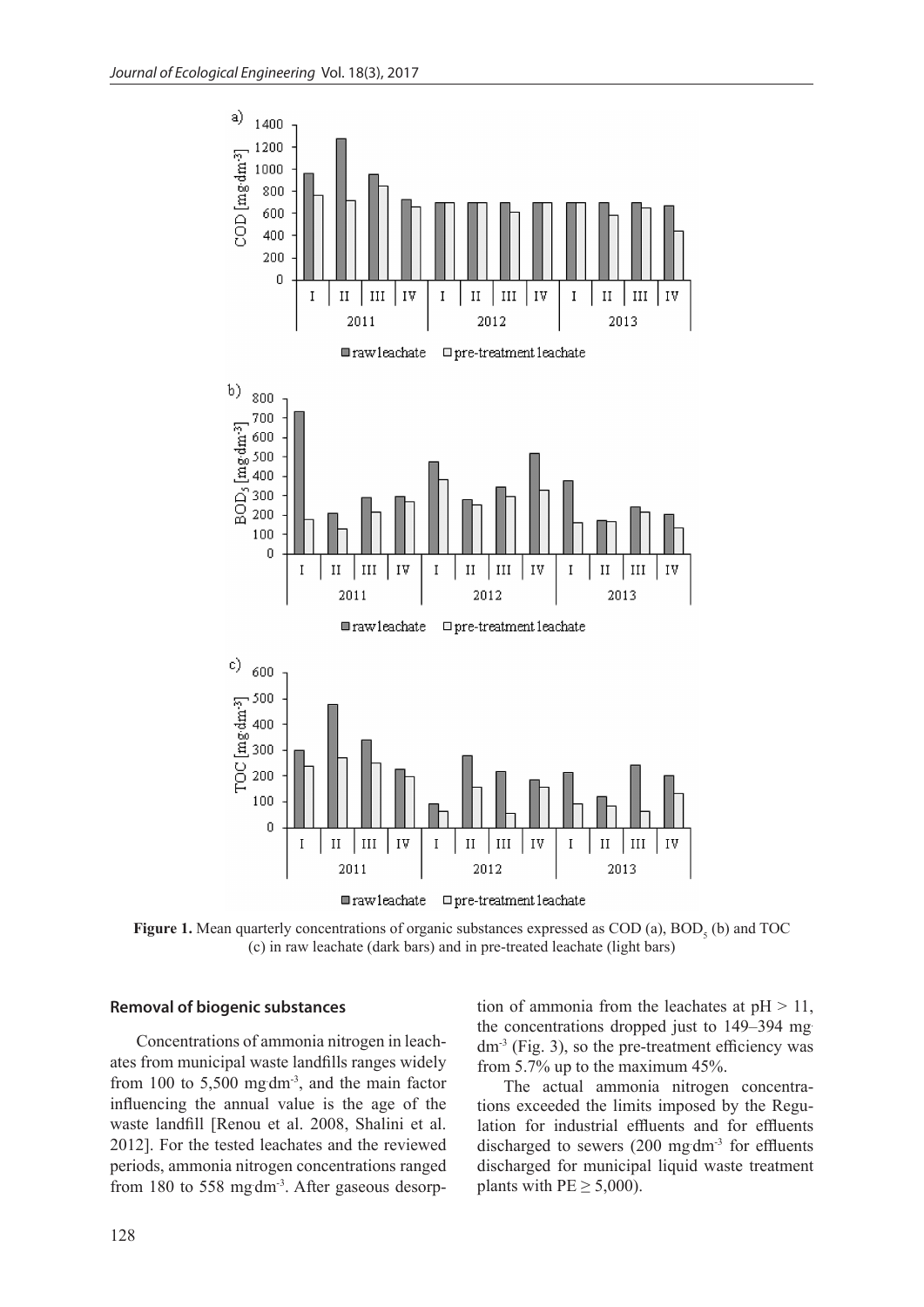**Figure 1.** Mean quarterly concentrations of organic substances expressed as COD (a), $BOD_5$ (b) and TOC (c) in raw leachate (dark bars) and in pre-treated leachate (light bars)

### Removal of biogenic substances

Concentrations of ammonia nitrogen in leachates from municipal waste landfills ranges widely from 100 to 5,500 mg·dm$^{-3}$, and the main factor influencing the annual value is the age of the waste landfill [Renou et al. 2008, Shalini et al. 2012]. For the tested leachates and the reviewed periods, ammonia nitrogen concentrations ranged from 180 to 558 mg·dm$^{-3}$. After gaseous desorption of ammonia from the leachates at pH > 11, the concentrations dropped just to 149–394 mg·dm$^{-3}$ (Fig. 3), so the pre-treatment efficiency was from 5.7% up to the maximum 45%.

The actual ammonia nitrogen concentrations exceeded the limits imposed by the Regulation for industrial effluents and for effluents discharged to sewers (200 mg·dm$^{-3}$ for effluents discharged for municipal liquid waste treatment plants with PE ≥ 5,000).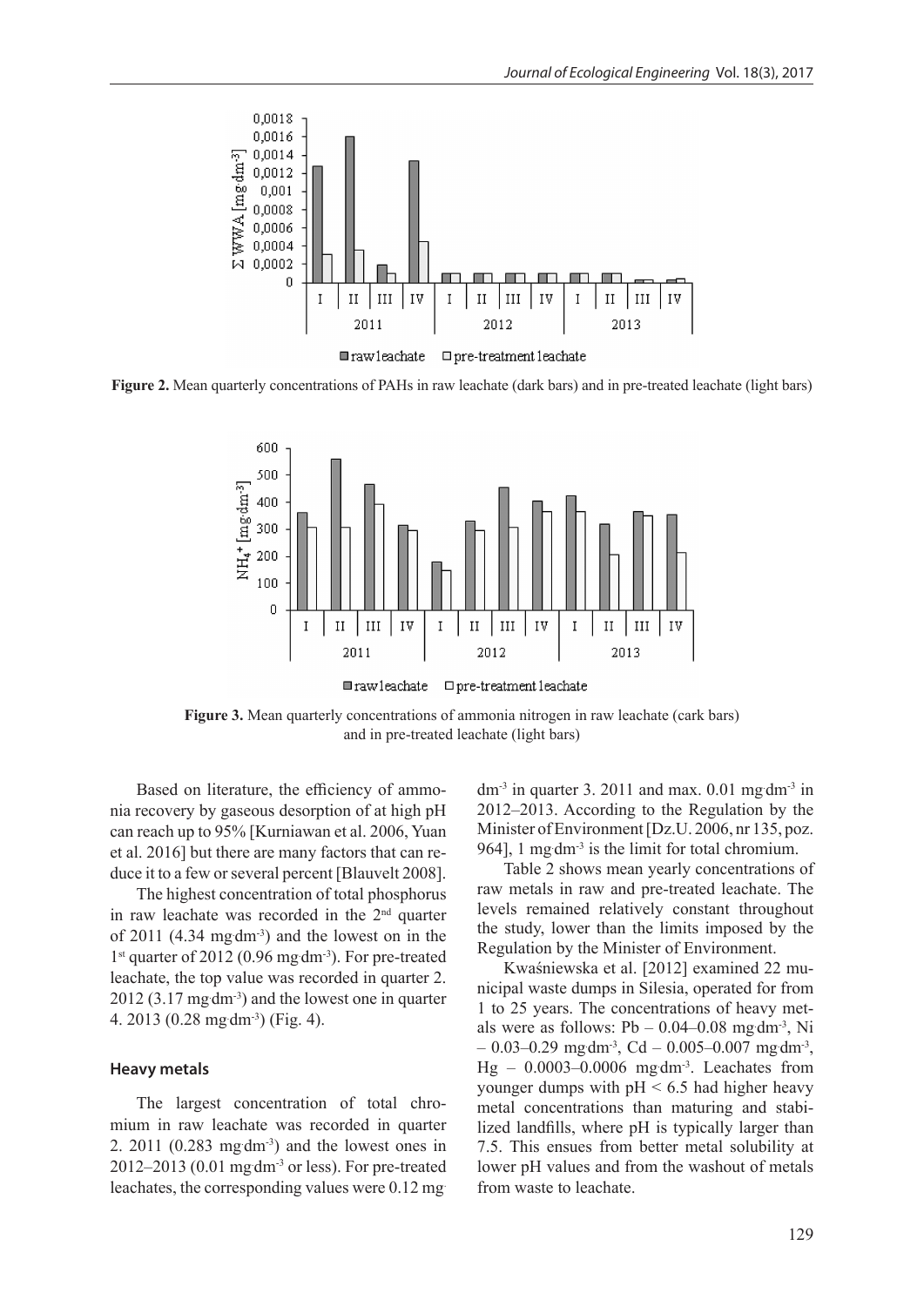**Figure 2.** Mean quarterly concentrations of PAHs in raw leachate (dark bars) and in pre-treated leachate (light bars)

**Figure 3.** Mean quarterly concentrations of ammonia nitrogen in raw leachate (cark bars) and in pre-treated leachate (light bars)

Based on literature, the efficiency of ammonia recovery by gaseous desorption of at high pH can reach up to 95% [Kurniawan et al. 2006, Yuan et al. 2016] but there are many factors that can reduce it to a few or several percent [Blauvelt 2008].

The highest concentration of total phosphorus in raw leachate was recorded in the 2nd quarter of 2011 (4.34 mg·dm$^{-3}$) and the lowest on in the 1st quarter of 2012 (0.96 mg·dm$^{-3}$). For pre-treated leachate, the top value was recorded in quarter 2. 2012 (3.17 mg·dm$^{-3}$) and the lowest one in quarter 4. 2013 (0.28 mg·dm$^{-3}$) (Fig. 4).

### Heavy metals

The largest concentration of total chromium in raw leachate was recorded in quarter 2. 2011 (0.283 mg·dm$^{-3}$) and the lowest ones in 2012–2013 (0.01 mg·dm$^{-3}$ or less). For pre-treated leachates, the corresponding values were 0.12 mg·dm$^{-3}$ in quarter 3. 2011 and max. 0.01 mg·dm$^{-3}$ in 2012–2013. According to the Regulation by the Minister of Environment [Dz.U. 2006, nr 135, poz. 964], 1 mg·dm$^{-3}$ is the limit for total chromium.

Table 2 shows mean yearly concentrations of raw metals in raw and pre-treated leachate. The levels remained relatively constant throughout the study, lower than the limits imposed by the Regulation by the Minister of Environment.

Kwaśniewska et al. [2012] examined 22 municipal waste dumps in Silesia, operated for from 1 to 25 years. The concentrations of heavy metals were as follows: Pb – 0.04–0.08 mg·dm$^{-3}$, Ni – 0.03–0.29 mg·dm$^{-3}$, Cd – 0.005–0.007 mg·dm$^{-3}$, Hg – 0.0003–0.0006 mg·dm$^{-3}$. Leachates from younger dumps with pH < 6.5 had higher heavy metal concentrations than maturing and stabilized landfills, where pH is typically larger than 7.5. This ensues from better metal solubility at lower pH values and from the washout of metals from waste to leachate.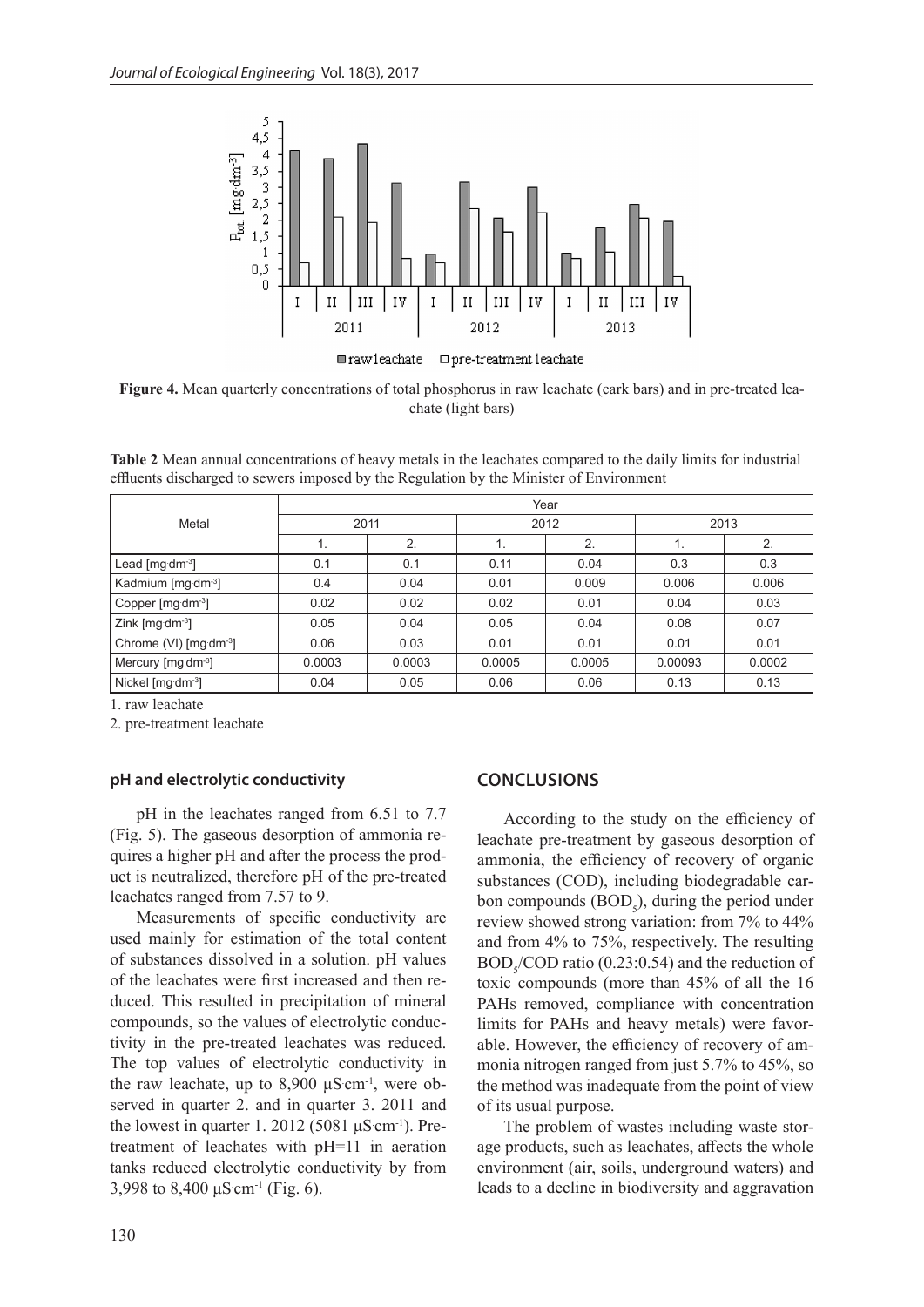**Figure 4.** Mean quarterly concentrations of total phosphorus in raw leachate (cark bars) and in pre-treated leachate (light bars)

**Table 2** Mean annual concentrations of heavy metals in the leachates compared to the daily limits for industrial effluents discharged to sewers imposed by the Regulation by the Minister of Environment

| Metal | Year | | | | | |
|---|---|---|---|---|---|---|
| | 2011 | | 2012 | | 2013 | |
| | 1. | 2. | 1. | 2. | 1. | 2. |
| Lead [mg·dm$^{-3}$] | 0.1 | 0.1 | 0.11 | 0.04 | 0.3 | 0.3 |
| Kadmium [mg·dm$^{-3}$] | 0.4 | 0.04 | 0.01 | 0.009 | 0.006 | 0.006 |
| Copper [mg·dm$^{-3}$] | 0.02 | 0.02 | 0.02 | 0.01 | 0.04 | 0.03 |
| Zink [mg·dm$^{-3}$] | 0.05 | 0.04 | 0.05 | 0.04 | 0.08 | 0.07 |
| Chrome (VI) [mg·dm$^{-3}$] | 0.06 | 0.03 | 0.01 | 0.01 | 0.01 | 0.01 |
| Mercury [mg·dm$^{-3}$] | 0.0003 | 0.0003 | 0.0005 | 0.0005 | 0.00093 | 0.0002 |
| Nickel [mg·dm$^{-3}$] | 0.04 | 0.05 | 0.06 | 0.06 | 0.13 | 0.13 |

1. raw leachate
2. pre-treatment leachate

### pH and electrolytic conductivity

pH in the leachates ranged from 6.51 to 7.7 (Fig. 5). The gaseous desorption of ammonia requires a higher pH and after the process the product is neutralized, therefore pH of the pre-treated leachates ranged from 7.57 to 9.

Measurements of specific conductivity are used mainly for estimation of the total content of substances dissolved in a solution. pH values of the leachates were first increased and then reduced. This resulted in precipitation of mineral compounds, so the values of electrolytic conductivity in the pre-treated leachates was reduced. The top values of electrolytic conductivity in the raw leachate, up to 8,900 μS·cm$^{-1}$, were observed in quarter 2. and in quarter 3. 2011 and the lowest in quarter 1. 2012 (5081 μS·cm$^{-1}$). Pre-treatment of leachates with pH=11 in aeration tanks reduced electrolytic conductivity by from 3,998 to 8,400 μS·cm$^{-1}$ (Fig. 6).

## CONCLUSIONS

According to the study on the efficiency of leachate pre-treatment by gaseous desorption of ammonia, the efficiency of recovery of organic substances (COD), including biodegradable carbon compounds ($BOD_5$), during the period under review showed strong variation: from 7% to 44% and from 4% to 75%, respectively. The resulting $BOD_5$/COD ratio (0.23:0.54) and the reduction of toxic compounds (more than 45% of all the 16 PAHs removed, compliance with concentration limits for PAHs and heavy metals) were favorable. However, the efficiency of recovery of ammonia nitrogen ranged from just 5.7% to 45%, so the method was inadequate from the point of view of its usual purpose.

The problem of wastes including waste storage products, such as leachates, affects the whole environment (air, soils, underground waters) and leads to a decline in biodiversity and aggravation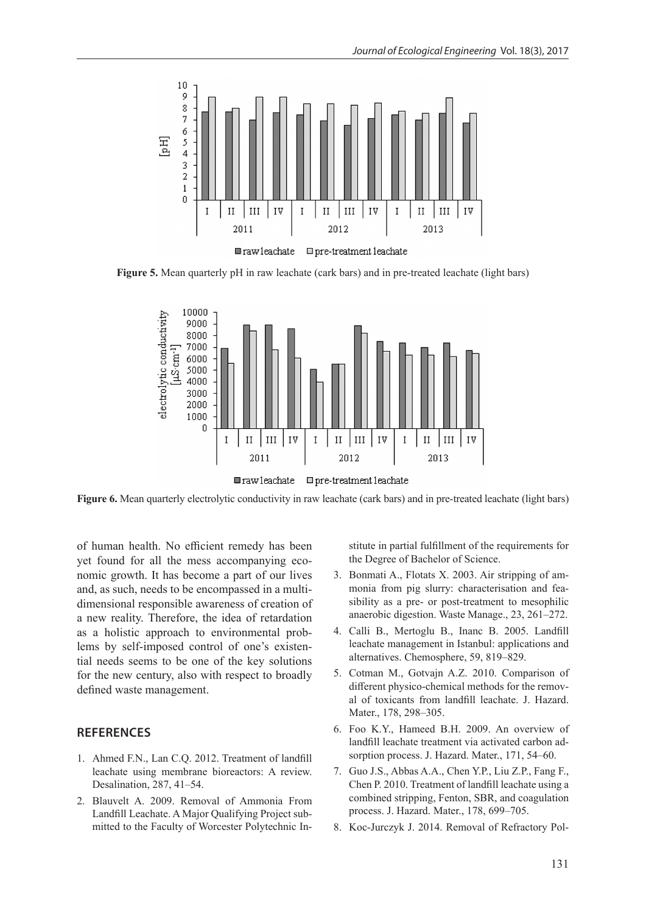**Figure 5.** Mean quarterly pH in raw leachate (cark bars) and in pre-treated leachate (light bars)

**Figure 6.** Mean quarterly electrolytic conductivity in raw leachate (cark bars) and in pre-treated leachate (light bars)

of human health. No efficient remedy has been yet found for all the mess accompanying economic growth. It has become a part of our lives and, as such, needs to be encompassed in a multidimensional responsible awareness of creation of a new reality. Therefore, the idea of retardation as a holistic approach to environmental problems by self-imposed control of one's existential needs seems to be one of the key solutions for the new century, also with respect to broadly defined waste management.

## REFERENCES

1. Ahmed F.N., Lan C.Q. 2012. Treatment of landfill leachate using membrane bioreactors: A review. Desalination, 287, 41–54.
2. Blauvelt A. 2009. Removal of Ammonia From Landfill Leachate. A Major Qualifying Project submitted to the Faculty of Worcester Polytechnic Institute in partial fulfillment of the requirements for the Degree of Bachelor of Science.
3. Bonmati A., Flotats X. 2003. Air stripping of ammonia from pig slurry: characterisation and feasibility as a pre- or post-treatment to mesophilic anaerobic digestion. Waste Manage., 23, 261–272.
4. Calli B., Mertoglu B., Inanc B. 2005. Landfill leachate management in Istanbul: applications and alternatives. Chemosphere, 59, 819–829.
5. Cotman M., Gotvajn A.Z. 2010. Comparison of different physico-chemical methods for the removal of toxicants from landfill leachate. J. Hazard. Mater., 178, 298–305.
6. Foo K.Y., Hameed B.H. 2009. An overview of landfill leachate treatment via activated carbon adsorption process. J. Hazard. Mater., 171, 54–60.
7. Guo J.S., Abbas A.A., Chen Y.P., Liu Z.P., Fang F., Chen P. 2010. Treatment of landfill leachate using a combined stripping, Fenton, SBR, and coagulation process. J. Hazard. Mater., 178, 699–705.
8. Koc-Jurczyk J. 2014. Removal of Refractory Pol-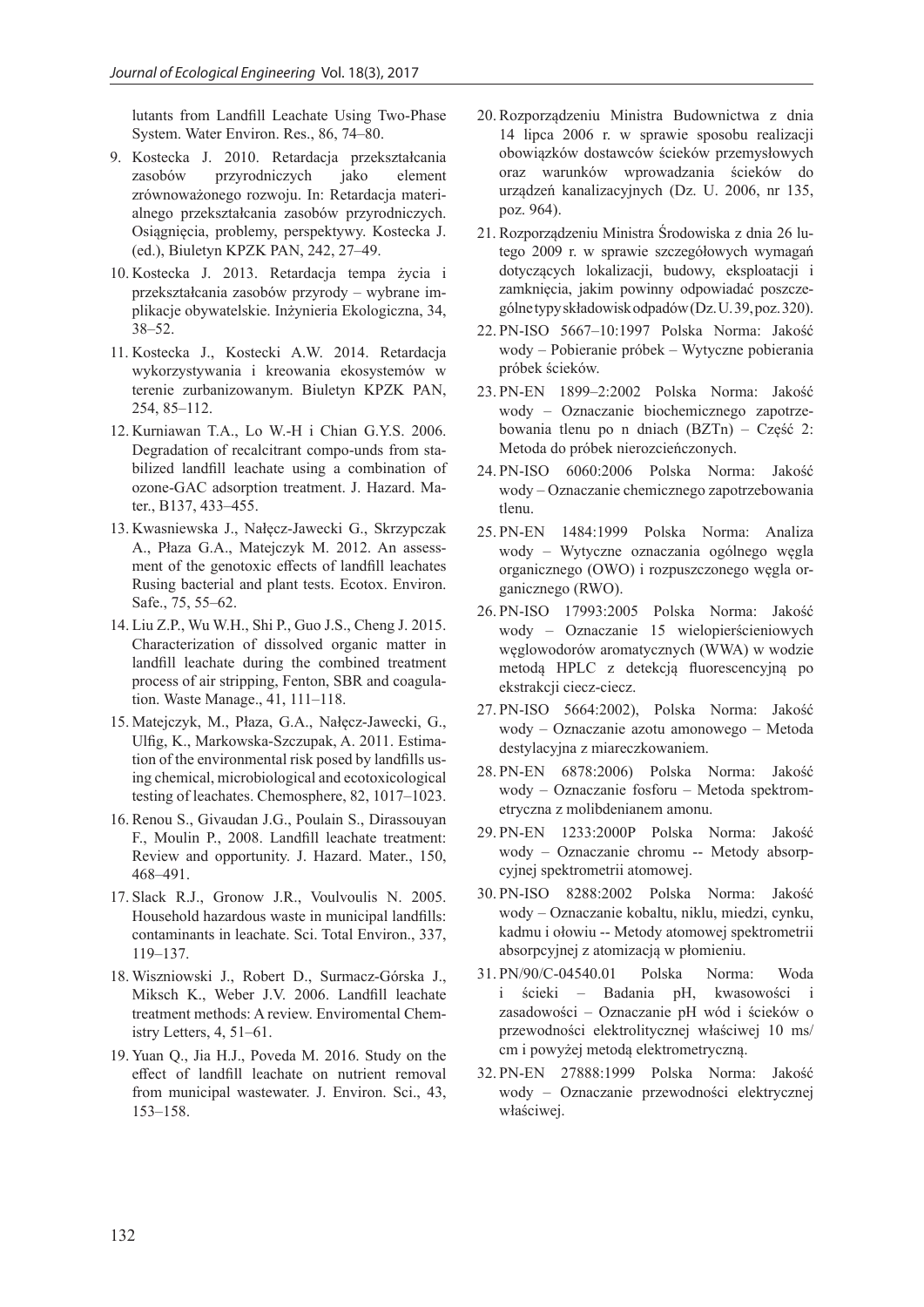lutants from Landfill Leachate Using Two-Phase System. Water Environ. Res., 86, 74–80.

9. Kostecka J. 2010. Retardacja przekształcania zasobów przyrodniczych jako element zrównoważonego rozwoju. In: Retardacja materialnego przekształcania zasobów przyrodniczych. Osiągnięcia, problemy, perspektywy. Kostecka J. (ed.), Biuletyn KPZK PAN, 242, 27–49.
10. Kostecka J. 2013. Retardacja tempa życia i przekształcania zasobów przyrody – wybrane implikacje obywatelskie. Inżynieria Ekologiczna, 34, 38–52.
11. Kostecka J., Kostecki A.W. 2014. Retardacja wykorzystywania i kreowania ekosystemów w terenie zurbanizowanym. Biuletyn KPZK PAN, 254, 85–112.
12. Kurniawan T.A., Lo W.-H i Chian G.Y.S. 2006. Degradation of recalcitrant compo-unds from stabilized landfill leachate using a combination of ozone-GAC adsorption treatment. J. Hazard. Mater., B137, 433–455.
13. Kwasniewska J., Nałęcz-Jawecki G., Skrzypczak A., Płaza G.A., Matejczyk M. 2012. An assessment of the genotoxic effects of landfill leachates Rusing bacterial and plant tests. Ecotox. Environ. Safe., 75, 55–62.
14. Liu Z.P., Wu W.H., Shi P., Guo J.S., Cheng J. 2015. Characterization of dissolved organic matter in landfill leachate during the combined treatment process of air stripping, Fenton, SBR and coagulation. Waste Manage., 41, 111–118.
15. Matejczyk, M., Płaza, G.A., Nałęcz-Jawecki, G., Ulfig, K., Markowska-Szczupak, A. 2011. Estimation of the environmental risk posed by landfills using chemical, microbiological and ecotoxicological testing of leachates. Chemosphere, 82, 1017–1023.
16. Renou S., Givaudan J.G., Poulain S., Dirassouyan F., Moulin P., 2008. Landfill leachate treatment: Review and opportunity. J. Hazard. Mater., 150, 468–491.
17. Slack R.J., Gronow J.R., Voulvoulis N. 2005. Household hazardous waste in municipal landfills: contaminants in leachate. Sci. Total Environ., 337, 119–137.
18. Wiszniowski J., Robert D., Surmacz-Górska J., Miksch K., Weber J.V. 2006. Landfill leachate treatment methods: A review. Enviromental Chemistry Letters, 4, 51–61.
19. Yuan Q., Jia H.J., Poveda M. 2016. Study on the effect of landfill leachate on nutrient removal from municipal wastewater. J. Environ. Sci., 43, 153–158.
20. Rozporządzeniu Ministra Budownictwa z dnia 14 lipca 2006 r. w sprawie sposobu realizacji obowiązków dostawców ścieków przemysłowych oraz warunków wprowadzania ścieków do urządzeń kanalizacyjnych (Dz. U. 2006, nr 135, poz. 964).
21. Rozporządzeniu Ministra Środowiska z dnia 26 lutego 2009 r. w sprawie szczegółowych wymagań dotyczących lokalizacji, budowy, eksploatacji i zamknięcia, jakim powinny odpowiadać poszczególne typy składowisk odpadów (Dz. U. 39, poz. 320).
22. PN-ISO 5667–10:1997 Polska Norma: Jakość wody – Pobieranie próbek – Wytyczne pobierania próbek ścieków.
23. PN-EN 1899–2:2002 Polska Norma: Jakość wody – Oznaczanie biochemicznego zapotrzebowania tlenu po n dniach (BZTn) – Część 2: Metoda do próbek nierozcieńczonych.
24. PN-ISO 6060:2006 Polska Norma: Jakość wody – Oznaczanie chemicznego zapotrzebowania tlenu.
25. PN-EN 1484:1999 Polska Norma: Analiza wody – Wytyczne oznaczania ogólnego węgla organicznego (OWO) i rozpuszczonego węgla organicznego (RWO).
26. PN-ISO 17993:2005 Polska Norma: Jakość wody – Oznaczanie 15 wielopierścieniowych węglowodorów aromatycznych (WWA) w wodzie metodą HPLC z detekcją fluorescencyjną po ekstrakcji ciecz-ciecz.
27. PN-ISO 5664:2002), Polska Norma: Jakość wody – Oznaczanie azotu amonowego – Metoda destylacyjna z miareczkowaniem.
28. PN-EN 6878:2006) Polska Norma: Jakość wody – Oznaczanie fosforu – Metoda spektrometryczna z molibdenianem amonu.
29. PN-EN 1233:2000P Polska Norma: Jakość wody – Oznaczanie chromu -- Metody absorpcyjnej spektrometrii atomowej.
30. PN-ISO 8288:2002 Polska Norma: Jakość wody – Oznaczanie kobaltu, niklu, miedzi, cynku, kadmu i ołowiu -- Metody atomowej spektrometrii absorpcyjnej z atomizacją w płomieniu.
31. PN/90/C-04540.01 Polska Norma: Woda i ścieki – Badania pH, kwasowości i zasadowości – Oznaczanie pH wód i ścieków o przewodności elektrolitycznej właściwej 10 ms/cm i powyżej metodą elektrometryczną.
32. PN-EN 27888:1999 Polska Norma: Jakość wody – Oznaczanie przewodności elektrycznej właściwej.